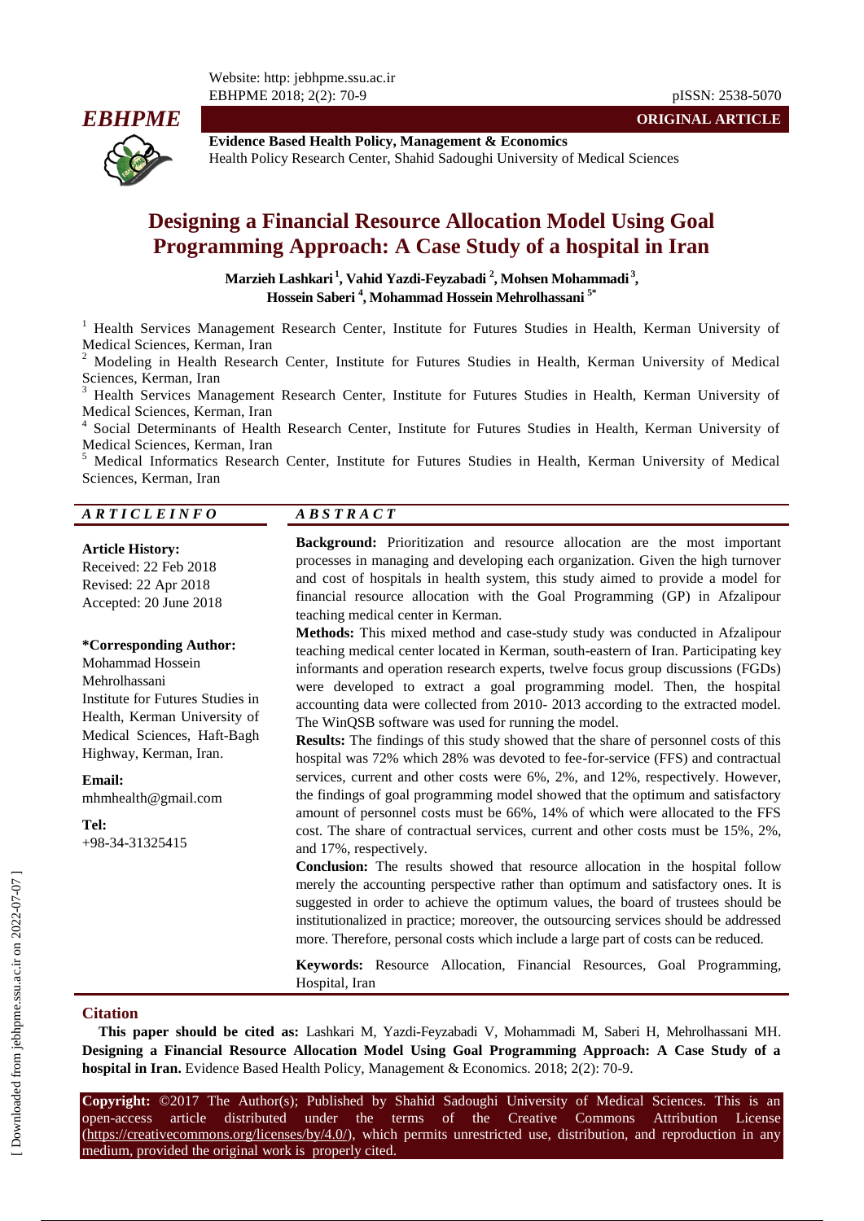**ORIGINAL ARTICLE**

**Evidence Based Health Policy, Management & Economics**
Health Policy Research Center, Shahid Sadoughi University of Medical Sciences

# Designing a Financial Resource Allocation Model Using Goal Programming Approach: A Case Study of a hospital in Iran

**Marzieh Lashkari [1], Vahid Yazdi-Feyzabadi [2], Mohsen Mohammadi [3], Hossein Saberi [4], Mohammad Hossein Mehrolhassani [5*]**

[1] Health Services Management Research Center, Institute for Futures Studies in Health, Kerman University of Medical Sciences, Kerman, Iran
[2] Modeling in Health Research Center, Institute for Futures Studies in Health, Kerman University of Medical Sciences, Kerman, Iran
[3] Health Services Management Research Center, Institute for Futures Studies in Health, Kerman University of Medical Sciences, Kerman, Iran
[4] Social Determinants of Health Research Center, Institute for Futures Studies in Health, Kerman University of Medical Sciences, Kerman, Iran
[5] Medical Informatics Research Center, Institute for Futures Studies in Health, Kerman University of Medical Sciences, Kerman, Iran

## ARTICLE INFO

**Article History:**
Received: 22 Feb 2018
Revised: 22 Apr 2018
Accepted: 20 June 2018

**\*Corresponding Author:**
Mohammad Hossein Mehrolhassani
Institute for Futures Studies in Health, Kerman University of Medical Sciences, Haft-Bagh Highway, Kerman, Iran.

**Email:**
mhmhealth@gmail.com

**Tel:**
+98-34-31325415

## ABSTRACT

**Background:** Prioritization and resource allocation are the most important processes in managing and developing each organization. Given the high turnover and cost of hospitals in health system, this study aimed to provide a model for financial resource allocation with the Goal Programming (GP) in Afzalipour teaching medical center in Kerman.

**Methods:** This mixed method and case-study study was conducted in Afzalipour teaching medical center located in Kerman, south-eastern of Iran. Participating key informants and operation research experts, twelve focus group discussions (FGDs) were developed to extract a goal programming model. Then, the hospital accounting data were collected from 2010- 2013 according to the extracted model. The WinQSB software was used for running the model.

**Results:** The findings of this study showed that the share of personnel costs of this hospital was 72% which 28% was devoted to fee-for-service (FFS) and contractual services, current and other costs were 6%, 2%, and 12%, respectively. However, the findings of goal programming model showed that the optimum and satisfactory amount of personnel costs must be 66%, 14% of which were allocated to the FFS cost. The share of contractual services, current and other costs must be 15%, 2%, and 17%, respectively.

**Conclusion:** The results showed that resource allocation in the hospital follow merely the accounting perspective rather than optimum and satisfactory ones. It is suggested in order to achieve the optimum values, the board of trustees should be institutionalized in practice; moreover, the outsourcing services should be addressed more. Therefore, personal costs which include a large part of costs can be reduced.

**Keywords:** Resource Allocation, Financial Resources, Goal Programming, Hospital, Iran

## Citation

**This paper should be cited as:** Lashkari M, Yazdi-Feyzabadi V, Mohammadi M, Saberi H, Mehrolhassani MH. **Designing a Financial Resource Allocation Model Using Goal Programming Approach: A Case Study of a hospital in Iran.** Evidence Based Health Policy, Management & Economics. 2018; 2(2): 70-9.

**Copyright:** ©2017 The Author(s); Published by Shahid Sadoughi University of Medical Sciences. This is an open-access article distributed under the terms of the Creative Commons Attribution License (https://creativecommons.org/licenses/by/4.0/), which permits unrestricted use, distribution, and reproduction in any medium, provided the original work is properly cited.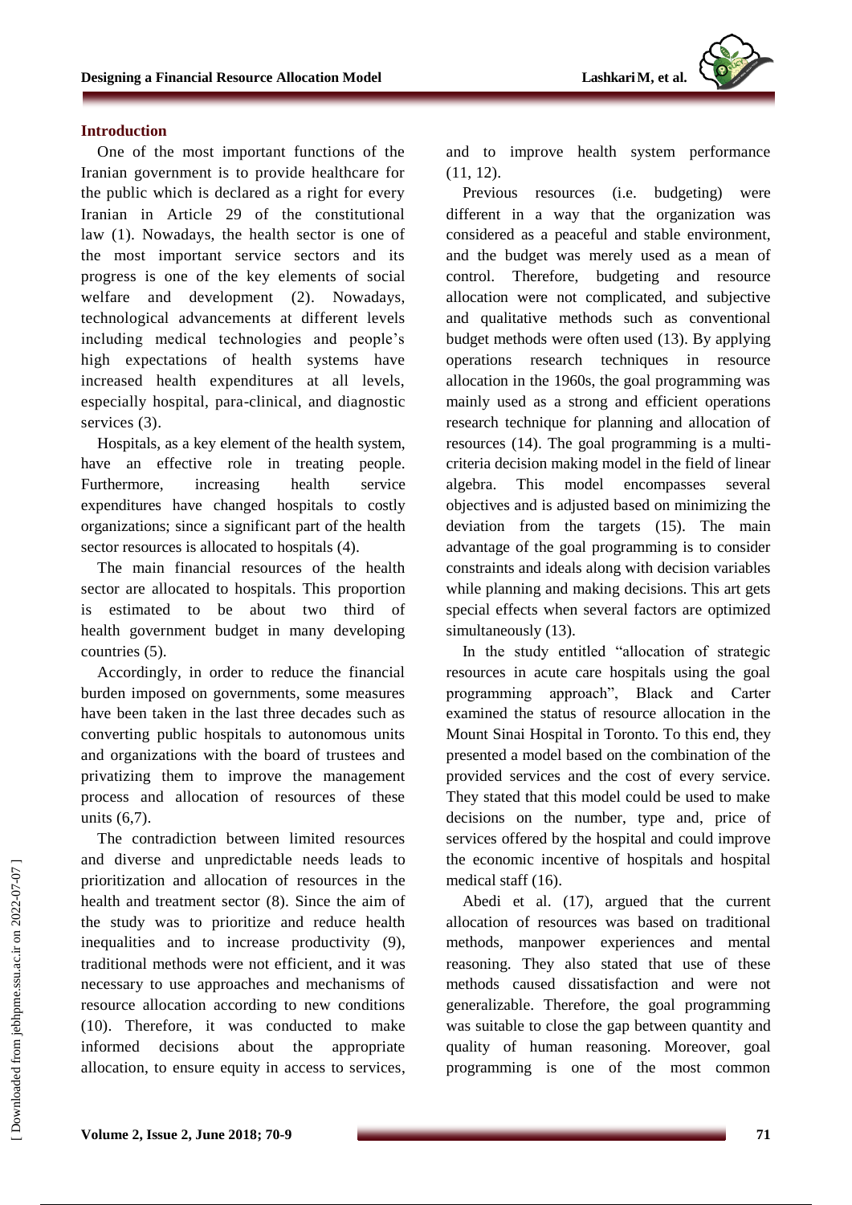## Introduction

One of the most important functions of the Iranian government is to provide healthcare for the public which is declared as a right for every Iranian in Article 29 of the constitutional law (1). Nowadays, the health sector is one of the most important service sectors and its progress is one of the key elements of social welfare and development (2). Nowadays, technological advancements at different levels including medical technologies and people's high expectations of health systems have increased health expenditures at all levels, especially hospital, para-clinical, and diagnostic services (3).

Hospitals, as a key element of the health system, have an effective role in treating people. Furthermore, increasing health service expenditures have changed hospitals to costly organizations; since a significant part of the health sector resources is allocated to hospitals (4).

The main financial resources of the health sector are allocated to hospitals. This proportion is estimated to be about two third of health government budget in many developing countries (5).

Accordingly, in order to reduce the financial burden imposed on governments, some measures have been taken in the last three decades such as converting public hospitals to autonomous units and organizations with the board of trustees and privatizing them to improve the management process and allocation of resources of these units (6,7).

The contradiction between limited resources and diverse and unpredictable needs leads to prioritization and allocation of resources in the health and treatment sector (8). Since the aim of the study was to prioritize and reduce health inequalities and to increase productivity (9), traditional methods were not efficient, and it was necessary to use approaches and mechanisms of resource allocation according to new conditions (10). Therefore, it was conducted to make informed decisions about the appropriate allocation, to ensure equity in access to services, and to improve health system performance (11, 12).

Previous resources (i.e. budgeting) were different in a way that the organization was considered as a peaceful and stable environment, and the budget was merely used as a mean of control. Therefore, budgeting and resource allocation were not complicated, and subjective and qualitative methods such as conventional budget methods were often used (13). By applying operations research techniques in resource allocation in the 1960s, the goal programming was mainly used as a strong and efficient operations research technique for planning and allocation of resources (14). The goal programming is a multi-criteria decision making model in the field of linear algebra. This model encompasses several objectives and is adjusted based on minimizing the deviation from the targets (15). The main advantage of the goal programming is to consider constraints and ideals along with decision variables while planning and making decisions. This art gets special effects when several factors are optimized simultaneously (13).

In the study entitled "allocation of strategic resources in acute care hospitals using the goal programming approach", Black and Carter examined the status of resource allocation in the Mount Sinai Hospital in Toronto. To this end, they presented a model based on the combination of the provided services and the cost of every service. They stated that this model could be used to make decisions on the number, type and, price of services offered by the hospital and could improve the economic incentive of hospitals and hospital medical staff (16).

Abedi et al. (17), argued that the current allocation of resources was based on traditional methods, manpower experiences and mental reasoning. They also stated that use of these methods caused dissatisfaction and were not generalizable. Therefore, the goal programming was suitable to close the gap between quantity and quality of human reasoning. Moreover, goal programming is one of the most common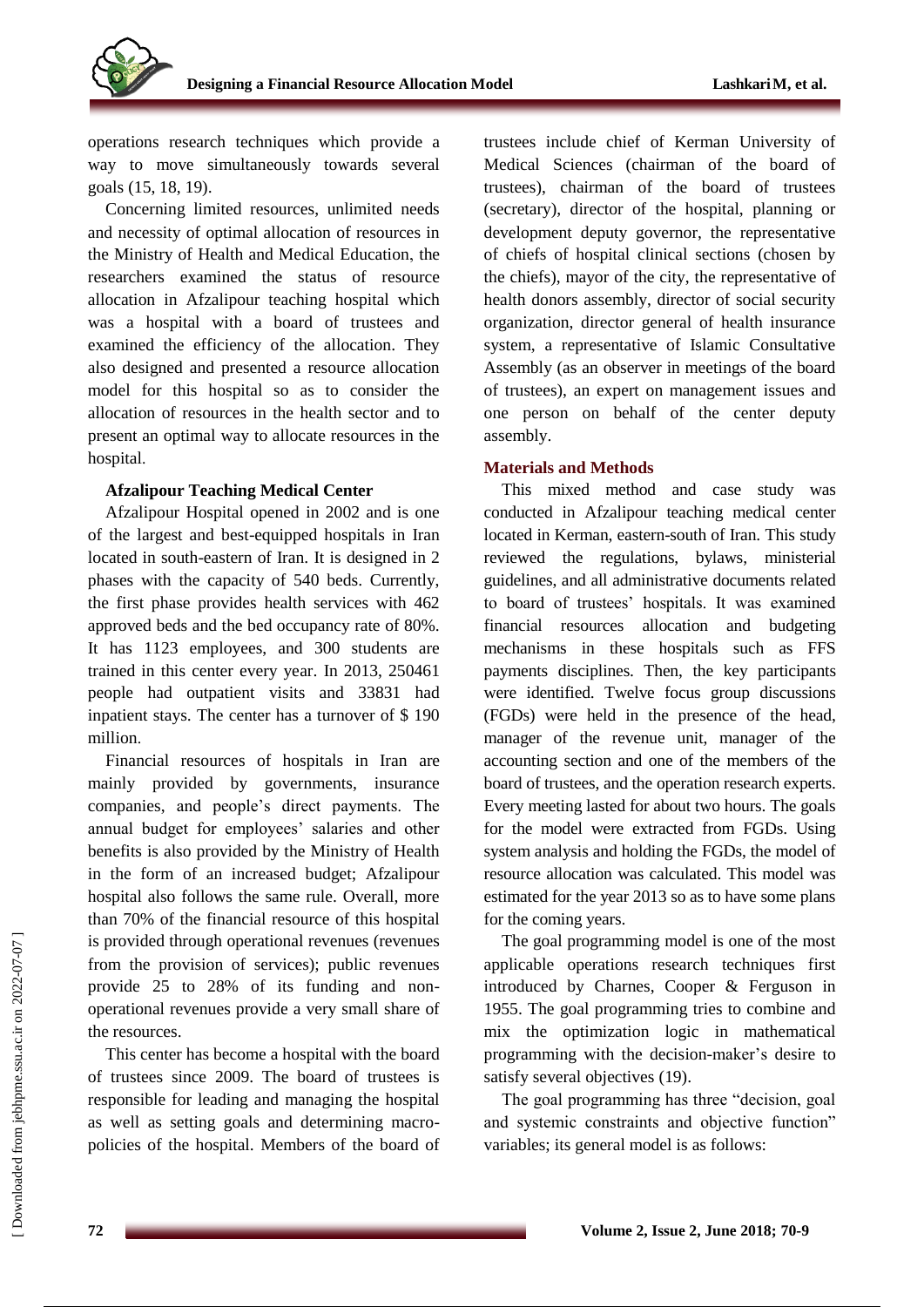operations research techniques which provide a way to move simultaneously towards several goals (15, 18, 19).

Concerning limited resources, unlimited needs and necessity of optimal allocation of resources in the Ministry of Health and Medical Education, the researchers examined the status of resource allocation in Afzalipour teaching hospital which was a hospital with a board of trustees and examined the efficiency of the allocation. They also designed and presented a resource allocation model for this hospital so as to consider the allocation of resources in the health sector and to present an optimal way to allocate resources in the hospital.

**Afzalipour Teaching Medical Center**

Afzalipour Hospital opened in 2002 and is one of the largest and best-equipped hospitals in Iran located in south-eastern of Iran. It is designed in 2 phases with the capacity of 540 beds. Currently, the first phase provides health services with 462 approved beds and the bed occupancy rate of 80%. It has 1123 employees, and 300 students are trained in this center every year. In 2013, 250461 people had outpatient visits and 33831 had inpatient stays. The center has a turnover of $ 190 million.

Financial resources of hospitals in Iran are mainly provided by governments, insurance companies, and people's direct payments. The annual budget for employees' salaries and other benefits is also provided by the Ministry of Health in the form of an increased budget; Afzalipour hospital also follows the same rule. Overall, more than 70% of the financial resource of this hospital is provided through operational revenues (revenues from the provision of services); public revenues provide 25 to 28% of its funding and non-operational revenues provide a very small share of the resources.

This center has become a hospital with the board of trustees since 2009. The board of trustees is responsible for leading and managing the hospital as well as setting goals and determining macro-policies of the hospital. Members of the board of trustees include chief of Kerman University of Medical Sciences (chairman of the board of trustees), chairman of the board of trustees (secretary), director of the hospital, planning or development deputy governor, the representative of chiefs of hospital clinical sections (chosen by the chiefs), mayor of the city, the representative of health donors assembly, director of social security organization, director general of health insurance system, a representative of Islamic Consultative Assembly (as an observer in meetings of the board of trustees), an expert on management issues and one person on behalf of the center deputy assembly.

## Materials and Methods

This mixed method and case study was conducted in Afzalipour teaching medical center located in Kerman, eastern-south of Iran. This study reviewed the regulations, bylaws, ministerial guidelines, and all administrative documents related to board of trustees' hospitals. It was examined financial resources allocation and budgeting mechanisms in these hospitals such as FFS payments disciplines. Then, the key participants were identified. Twelve focus group discussions (FGDs) were held in the presence of the head, manager of the revenue unit, manager of the accounting section and one of the members of the board of trustees, and the operation research experts. Every meeting lasted for about two hours. The goals for the model were extracted from FGDs. Using system analysis and holding the FGDs, the model of resource allocation was calculated. This model was estimated for the year 2013 so as to have some plans for the coming years.

The goal programming model is one of the most applicable operations research techniques first introduced by Charnes, Cooper & Ferguson in 1955. The goal programming tries to combine and mix the optimization logic in mathematical programming with the decision-maker's desire to satisfy several objectives (19).

The goal programming has three "decision, goal and systemic constraints and objective function" variables; its general model is as follows: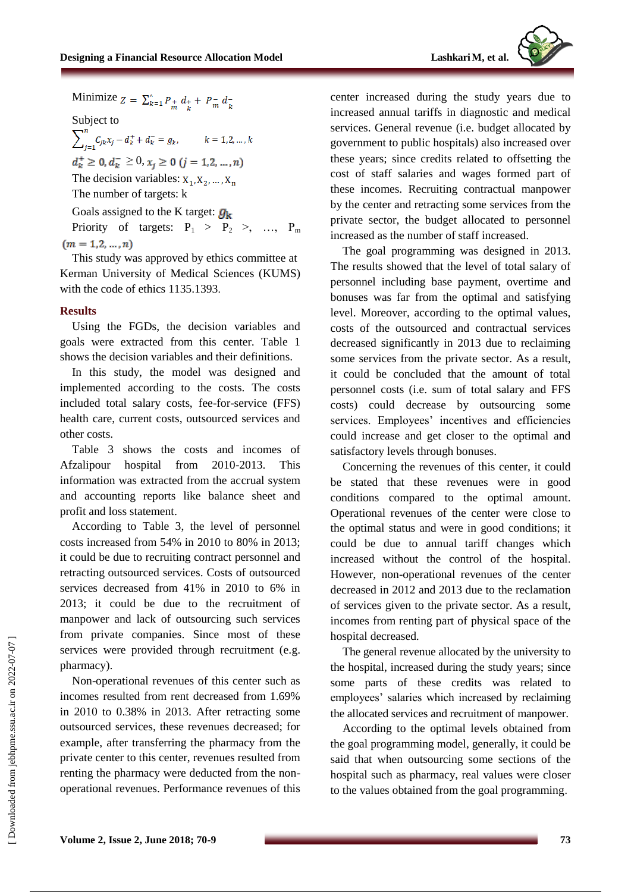Minimize $Z = \sum_{k=1}^{\hat{}} P_m^+ d_k^+ + P_m^- d_k^-$

Subject to

$$\sum_{j=1}^{n} C_{jk} x_j - d_k^+ + d_k^- = g_k, \qquad k = 1,2,\dots,k$$

$$d_k^+ \geq 0, d_k^- \geq 0, x_j \geq 0 \; (j = 1,2,\dots,n)$$

The decision variables: $X_1, X_2, \dots, X_n$

The number of targets: k

Goals assigned to the K target: $g_k$

Priority of targets: $P_1 > P_2 >, \dots, P_m$ $(m = 1,2,\dots,n)$

This study was approved by ethics committee at Kerman University of Medical Sciences (KUMS) with the code of ethics 1135.1393.

## Results

Using the FGDs, the decision variables and goals were extracted from this center. Table 1 shows the decision variables and their definitions.

In this study, the model was designed and implemented according to the costs. The costs included total salary costs, fee-for-service (FFS) health care, current costs, outsourced services and other costs.

Table 3 shows the costs and incomes of Afzalipour hospital from 2010-2013. This information was extracted from the accrual system and accounting reports like balance sheet and profit and loss statement.

According to Table 3, the level of personnel costs increased from 54% in 2010 to 80% in 2013; it could be due to recruiting contract personnel and retracting outsourced services. Costs of outsourced services decreased from 41% in 2010 to 6% in 2013; it could be due to the recruitment of manpower and lack of outsourcing such services from private companies. Since most of these services were provided through recruitment (e.g. pharmacy).

Non-operational revenues of this center such as incomes resulted from rent decreased from 1.69% in 2010 to 0.38% in 2013. After retracting some outsourced services, these revenues decreased; for example, after transferring the pharmacy from the private center to this center, revenues resulted from renting the pharmacy were deducted from the non-operational revenues. Performance revenues of this center increased during the study years due to increased annual tariffs in diagnostic and medical services. General revenue (i.e. budget allocated by government to public hospitals) also increased over these years; since credits related to offsetting the cost of staff salaries and wages formed part of these incomes. Recruiting contractual manpower by the center and retracting some services from the private sector, the budget allocated to personnel increased as the number of staff increased.

The goal programming was designed in 2013. The results showed that the level of total salary of personnel including base payment, overtime and bonuses was far from the optimal and satisfying level. Moreover, according to the optimal values, costs of the outsourced and contractual services decreased significantly in 2013 due to reclaiming some services from the private sector. As a result, it could be concluded that the amount of total personnel costs (i.e. sum of total salary and FFS costs) could decrease by outsourcing some services. Employees' incentives and efficiencies could increase and get closer to the optimal and satisfactory levels through bonuses.

Concerning the revenues of this center, it could be stated that these revenues were in good conditions compared to the optimal amount. Operational revenues of the center were close to the optimal status and were in good conditions; it could be due to annual tariff changes which increased without the control of the hospital. However, non-operational revenues of the center decreased in 2012 and 2013 due to the reclamation of services given to the private sector. As a result, incomes from renting part of physical space of the hospital decreased.

The general revenue allocated by the university to the hospital, increased during the study years; since some parts of these credits was related to employees' salaries which increased by reclaiming the allocated services and recruitment of manpower.

According to the optimal levels obtained from the goal programming model, generally, it could be said that when outsourcing some sections of the hospital such as pharmacy, real values were closer to the values obtained from the goal programming.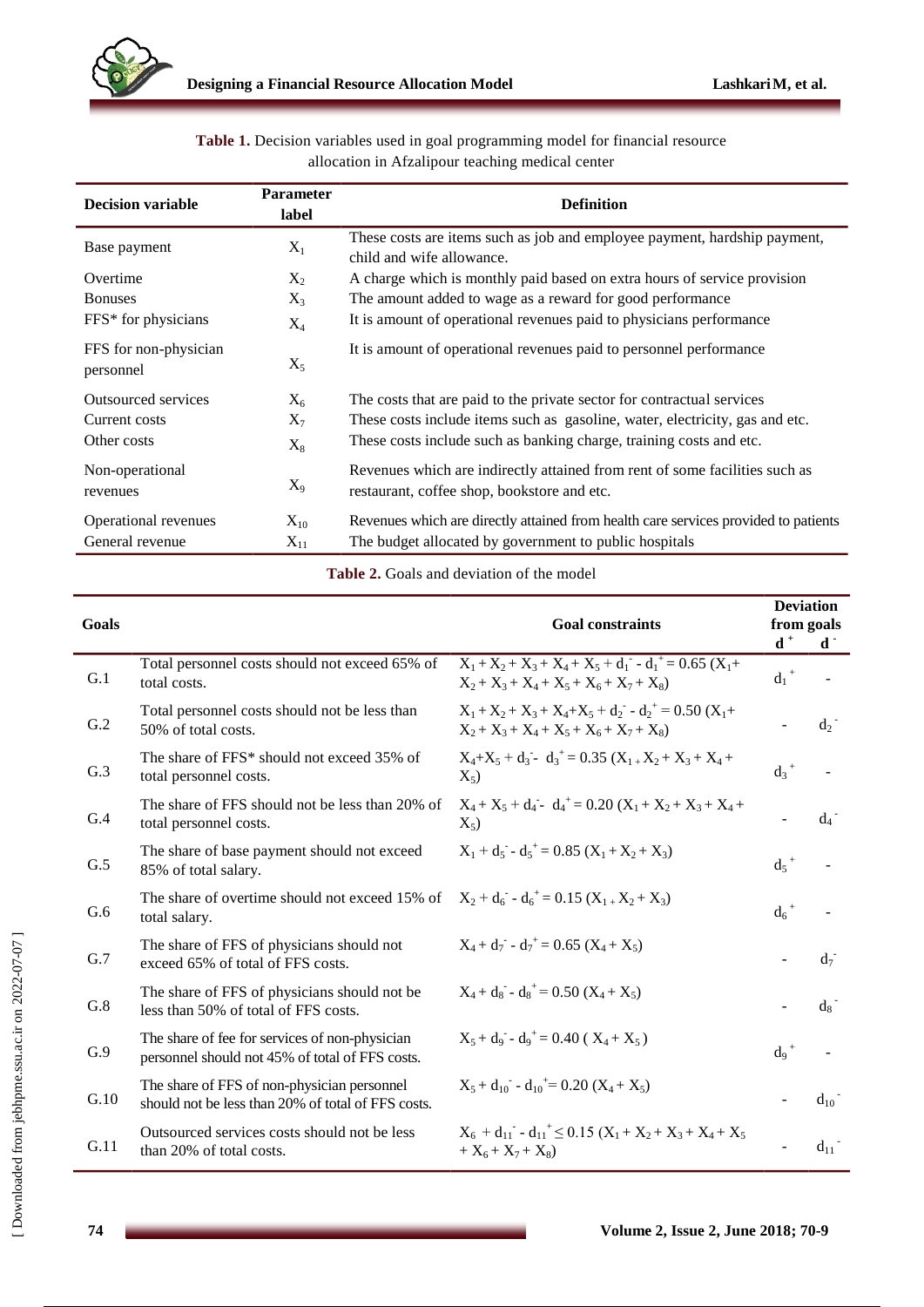**Table 1.** Decision variables used in goal programming model for financial resource allocation in Afzalipour teaching medical center

| Decision variable | Parameter label | Definition |
|---|---|---|
| Base payment | $X_1$ | These costs are items such as job and employee payment, hardship payment, child and wife allowance. |
| Overtime | $X_2$ | A charge which is monthly paid based on extra hours of service provision |
| Bonuses | $X_3$ | The amount added to wage as a reward for good performance |
| FFS* for physicians | $X_4$ | It is amount of operational revenues paid to physicians performance |
| FFS for non-physician personnel | $X_5$ | It is amount of operational revenues paid to personnel performance |
| Outsourced services | $X_6$ | The costs that are paid to the private sector for contractual services |
| Current costs | $X_7$ | These costs include items such as gasoline, water, electricity, gas and etc. |
| Other costs | $X_8$ | These costs include such as banking charge, training costs and etc. |
| Non-operational revenues | $X_9$ | Revenues which are indirectly attained from rent of some facilities such as restaurant, coffee shop, bookstore and etc. |
| Operational revenues | $X_{10}$ | Revenues which are directly attained from health care services provided to patients |
| General revenue | $X_{11}$ | The budget allocated by government to public hospitals |

**Table 2.** Goals and deviation of the model

| Goals | | Goal constraints | Deviation from goals $d^+$ | $d^-$ |
|---|---|---|---|---|
| G.1 | Total personnel costs should not exceed 65% of total costs. | $X_1 + X_2 + X_3 + X_4 + X_5 + d_1^- - d_1^+ = 0.65\,(X_1 + X_2 + X_3 + X_4 + X_5 + X_6 + X_7 + X_8)$ | $d_1^+$ | - |
| G.2 | Total personnel costs should not be less than 50% of total costs. | $X_1 + X_2 + X_3 + X_4 + X_5 + d_2^- - d_2^+ = 0.50\,(X_1 + X_2 + X_3 + X_4 + X_5 + X_6 + X_7 + X_8)$ | - | $d_2^-$ |
| G.3 | The share of FFS* should not exceed 35% of total personnel costs. | $X_4 + X_5 + d_3^- - d_3^+ = 0.35\,(X_1 + X_2 + X_3 + X_4 + X_5)$ | $d_3^+$ | - |
| G.4 | The share of FFS should not be less than 20% of total personnel costs. | $X_4 + X_5 + d_4^- - d_4^+ = 0.20\,(X_1 + X_2 + X_3 + X_4 + X_5)$ | - | $d_4^-$ |
| G.5 | The share of base payment should not exceed 85% of total salary. | $X_1 + d_5^- - d_5^+ = 0.85\,(X_1 + X_2 + X_3)$ | $d_5^+$ | - |
| G.6 | The share of overtime should not exceed 15% of total salary. | $X_2 + d_6^- - d_6^+ = 0.15\,(X_1 + X_2 + X_3)$ | $d_6^+$ | - |
| G.7 | The share of FFS of physicians should not exceed 65% of total of FFS costs. | $X_4 + d_7^- - d_7^+ = 0.65\,(X_4 + X_5)$ | - | $d_7^-$ |
| G.8 | The share of FFS of physicians should not be less than 50% of total of FFS costs. | $X_4 + d_8^- - d_8^+ = 0.50\,(X_4 + X_5)$ | - | $d_8^-$ |
| G.9 | The share of fee for services of non-physician personnel should not 45% of total of FFS costs. | $X_5 + d_9^- - d_9^+ = 0.40\,(X_4 + X_5)$ | $d_9^+$ | - |
| G.10 | The share of FFS of non-physician personnel should not be less than 20% of total of FFS costs. | $X_5 + d_{10}^- - d_{10}^+ = 0.20\,(X_4 + X_5)$ | - | $d_{10}^-$ |
| G.11 | Outsourced services costs should not be less than 20% of total costs. | $X_6 + d_{11}^- - d_{11}^+ \leq 0.15\,(X_1 + X_2 + X_3 + X_4 + X_5 + X_6 + X_7 + X_8)$ | - | $d_{11}^-$ |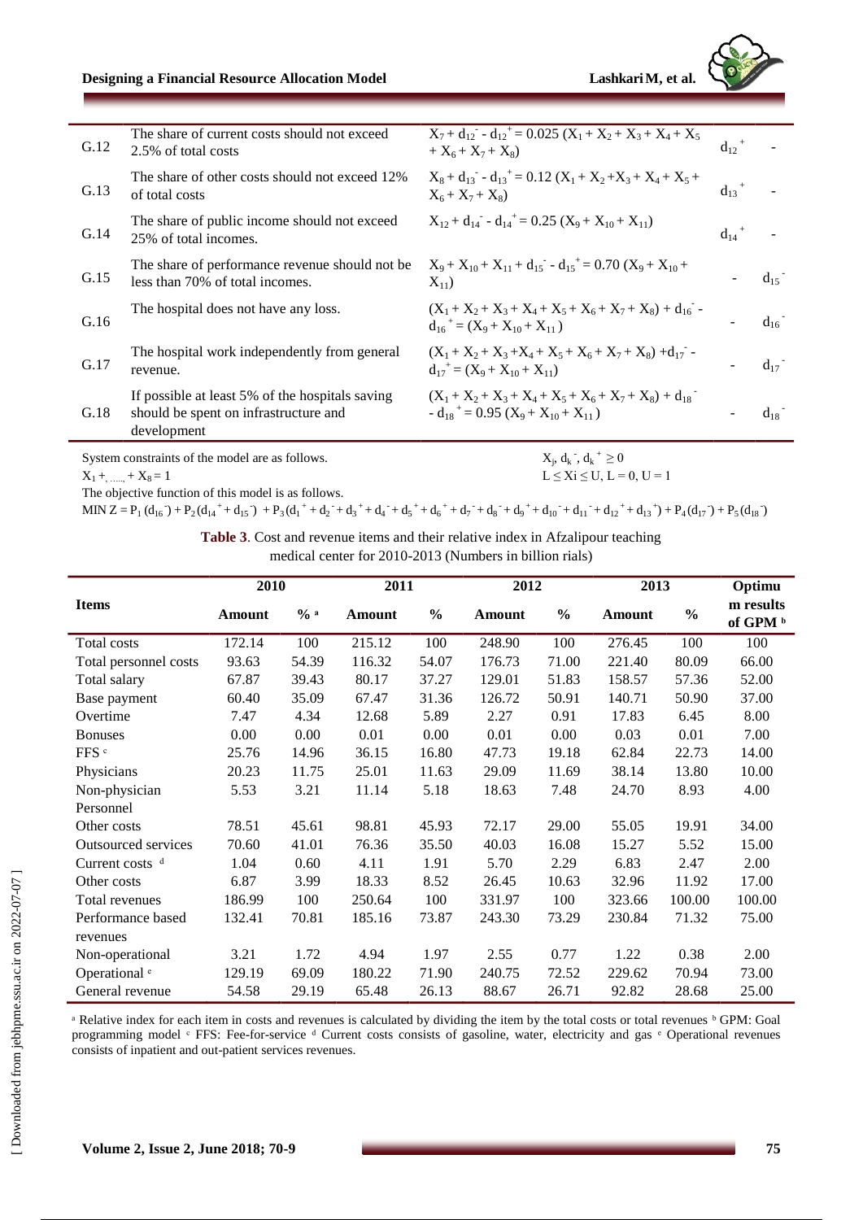| | | | | |
|---|---|---|---|---|
| G.12 | The share of current costs should not exceed 2.5% of total costs | $X_7 + d_{12}^- - d_{12}^+ = 0.025\,(X_1 + X_2 + X_3 + X_4 + X_5 + X_6 + X_7 + X_8)$ | $d_{12}^+$ | - |
| G.13 | The share of other costs should not exceed 12% of total costs | $X_8 + d_{13}^- - d_{13}^+ = 0.12\,(X_1 + X_2 + X_3 + X_4 + X_5 + X_6 + X_7 + X_8)$ | $d_{13}^+$ | - |
| G.14 | The share of public income should not exceed 25% of total incomes. | $X_{12} + d_{14}^- - d_{14}^+ = 0.25\,(X_9 + X_{10} + X_{11})$ | $d_{14}^+$ | - |
| G.15 | The share of performance revenue should not be less than 70% of total incomes. | $X_9 + X_{10} + X_{11} + d_{15}^- - d_{15}^+ = 0.70\,(X_9 + X_{10} + X_{11})$ | - | $d_{15}^-$ |
| G.16 | The hospital does not have any loss. | $(X_1 + X_2 + X_3 + X_4 + X_5 + X_6 + X_7 + X_8) + d_{16}^- - d_{16}^+ = (X_9 + X_{10} + X_{11})$ | - | $d_{16}^-$ |
| G.17 | The hospital work independently from general revenue. | $(X_1 + X_2 + X_3 + X_4 + X_5 + X_6 + X_7 + X_8) + d_{17}^- - d_{17}^+ = (X_9 + X_{10} + X_{11})$ | - | $d_{17}^-$ |
| G.18 | If possible at least 5% of the hospitals saving should be spent on infrastructure and development | $(X_1 + X_2 + X_3 + X_4 + X_5 + X_6 + X_7 + X_8) + d_{18}^- - d_{18}^+ = 0.95\,(X_9 + X_{10} + X_{11})$ | - | $d_{18}^-$ |

System constraints of the model are as follows.

$X_1 + \ldots + X_8 = 1$

$X_j,\ d_k^-,\ d_k^+ \geq 0$

$L \leq X_i \leq U,\ L = 0,\ U = 1$

The objective function of this model is as follows.

$$\text{MIN } Z = P_1(d_{16}^-) + P_2(d_{14}^+ + d_{15}^-) + P_3(d_1^+ + d_2^- + d_3^+ + d_4^- + d_5^+ + d_6^+ + d_7^- + d_8^- + d_9^+ + d_{10}^- + d_{11}^- + d_{12}^+ + d_{13}^+) + P_4(d_{17}^-) + P_5(d_{18}^-)$$

**Table 3**. Cost and revenue items and their relative index in Afzalipour teaching medical center for 2010-2013 (Numbers in billion rials)

| Items | 2010 | | 2011 | | 2012 | | 2013 | | Optimum results of GPM [b] |
|---|---|---|---|---|---|---|---|---|---|
| | Amount | % [a] | Amount | % | Amount | % | Amount | % | |
| Total costs | 172.14 | 100 | 215.12 | 100 | 248.90 | 100 | 276.45 | 100 | 100 |
| Total personnel costs | 93.63 | 54.39 | 116.32 | 54.07 | 176.73 | 71.00 | 221.40 | 80.09 | 66.00 |
| Total salary | 67.87 | 39.43 | 80.17 | 37.27 | 129.01 | 51.83 | 158.57 | 57.36 | 52.00 |
| Base payment | 60.40 | 35.09 | 67.47 | 31.36 | 126.72 | 50.91 | 140.71 | 50.90 | 37.00 |
| Overtime | 7.47 | 4.34 | 12.68 | 5.89 | 2.27 | 0.91 | 17.83 | 6.45 | 8.00 |
| Bonuses | 0.00 | 0.00 | 0.01 | 0.00 | 0.01 | 0.00 | 0.03 | 0.01 | 7.00 |
| FFS [c] | 25.76 | 14.96 | 36.15 | 16.80 | 47.73 | 19.18 | 62.84 | 22.73 | 14.00 |
| Physicians | 20.23 | 11.75 | 25.01 | 11.63 | 29.09 | 11.69 | 38.14 | 13.80 | 10.00 |
| Non-physician Personnel | 5.53 | 3.21 | 11.14 | 5.18 | 18.63 | 7.48 | 24.70 | 8.93 | 4.00 |
| Other costs | 78.51 | 45.61 | 98.81 | 45.93 | 72.17 | 29.00 | 55.05 | 19.91 | 34.00 |
| Outsourced services | 70.60 | 41.01 | 76.36 | 35.50 | 40.03 | 16.08 | 15.27 | 5.52 | 15.00 |
| Current costs [d] | 1.04 | 0.60 | 4.11 | 1.91 | 5.70 | 2.29 | 6.83 | 2.47 | 2.00 |
| Other costs | 6.87 | 3.99 | 18.33 | 8.52 | 26.45 | 10.63 | 32.96 | 11.92 | 17.00 |
| Total revenues | 186.99 | 100 | 250.64 | 100 | 331.97 | 100 | 323.66 | 100.00 | 100.00 |
| Performance based revenues | 132.41 | 70.81 | 185.16 | 73.87 | 243.30 | 73.29 | 230.84 | 71.32 | 75.00 |
| Non-operational | 3.21 | 1.72 | 4.94 | 1.97 | 2.55 | 0.77 | 1.22 | 0.38 | 2.00 |
| Operational [e] | 129.19 | 69.09 | 180.22 | 71.90 | 240.75 | 72.52 | 229.62 | 70.94 | 73.00 |
| General revenue | 54.58 | 29.19 | 65.48 | 26.13 | 88.67 | 26.71 | 92.82 | 28.68 | 25.00 |

[a] Relative index for each item in costs and revenues is calculated by dividing the item by the total costs or total revenues [b] GPM: Goal programming model [c] FFS: Fee-for-service [d] Current costs consists of gasoline, water, electricity and gas [e] Operational revenues consists of inpatient and out-patient services revenues.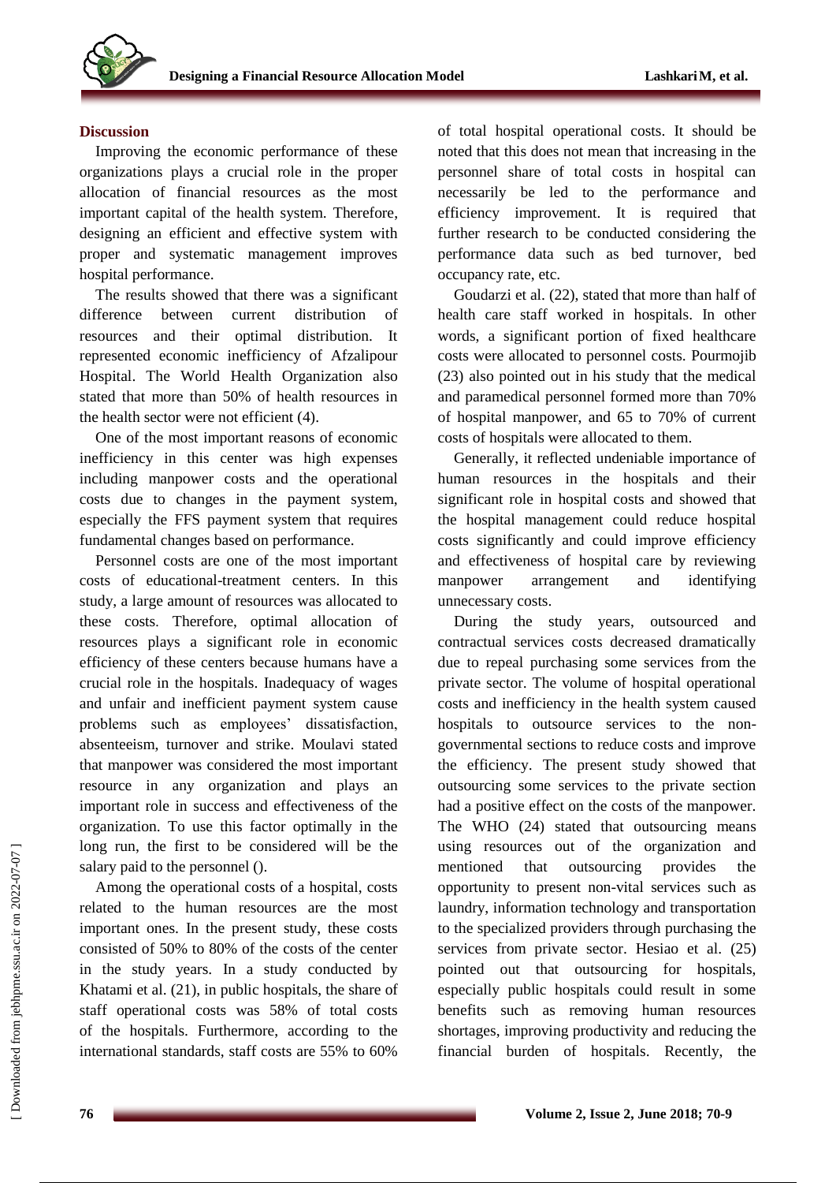## Discussion

Improving the economic performance of these organizations plays a crucial role in the proper allocation of financial resources as the most important capital of the health system. Therefore, designing an efficient and effective system with proper and systematic management improves hospital performance.

The results showed that there was a significant difference between current distribution of resources and their optimal distribution. It represented economic inefficiency of Afzalipour Hospital. The World Health Organization also stated that more than 50% of health resources in the health sector were not efficient (4).

One of the most important reasons of economic inefficiency in this center was high expenses including manpower costs and the operational costs due to changes in the payment system, especially the FFS payment system that requires fundamental changes based on performance.

Personnel costs are one of the most important costs of educational-treatment centers. In this study, a large amount of resources was allocated to these costs. Therefore, optimal allocation of resources plays a significant role in economic efficiency of these centers because humans have a crucial role in the hospitals. Inadequacy of wages and unfair and inefficient payment system cause problems such as employees' dissatisfaction, absenteeism, turnover and strike. Moulavi stated that manpower was considered the most important resource in any organization and plays an important role in success and effectiveness of the organization. To use this factor optimally in the long run, the first to be considered will be the salary paid to the personnel ().

Among the operational costs of a hospital, costs related to the human resources are the most important ones. In the present study, these costs consisted of 50% to 80% of the costs of the center in the study years. In a study conducted by Khatami et al. (21), in public hospitals, the share of staff operational costs was 58% of total costs of the hospitals. Furthermore, according to the international standards, staff costs are 55% to 60% of total hospital operational costs. It should be noted that this does not mean that increasing in the personnel share of total costs in hospital can necessarily be led to the performance and efficiency improvement. It is required that further research to be conducted considering the performance data such as bed turnover, bed occupancy rate, etc.

Goudarzi et al. (22), stated that more than half of health care staff worked in hospitals. In other words, a significant portion of fixed healthcare costs were allocated to personnel costs. Pourmojib (23) also pointed out in his study that the medical and paramedical personnel formed more than 70% of hospital manpower, and 65 to 70% of current costs of hospitals were allocated to them.

Generally, it reflected undeniable importance of human resources in the hospitals and their significant role in hospital costs and showed that the hospital management could reduce hospital costs significantly and could improve efficiency and effectiveness of hospital care by reviewing manpower arrangement and identifying unnecessary costs.

During the study years, outsourced and contractual services costs decreased dramatically due to repeal purchasing some services from the private sector. The volume of hospital operational costs and inefficiency in the health system caused hospitals to outsource services to the non-governmental sections to reduce costs and improve the efficiency. The present study showed that outsourcing some services to the private section had a positive effect on the costs of the manpower. The WHO (24) stated that outsourcing means using resources out of the organization and mentioned that outsourcing provides the opportunity to present non-vital services such as laundry, information technology and transportation to the specialized providers through purchasing the services from private sector. Hesiao et al. (25) pointed out that outsourcing for hospitals, especially public hospitals could result in some benefits such as removing human resources shortages, improving productivity and reducing the financial burden of hospitals. Recently, the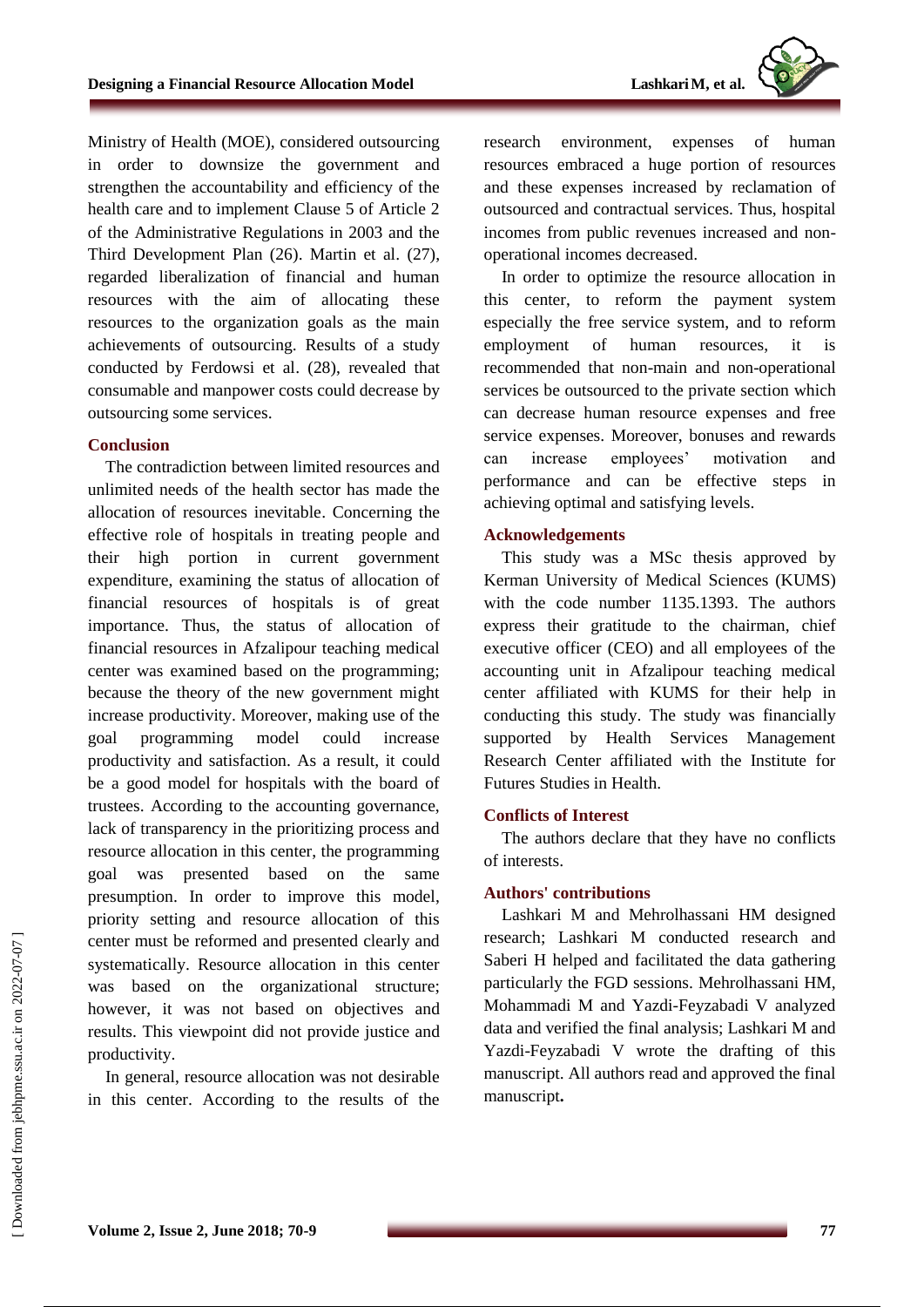Ministry of Health (MOE), considered outsourcing in order to downsize the government and strengthen the accountability and efficiency of the health care and to implement Clause 5 of Article 2 of the Administrative Regulations in 2003 and the Third Development Plan (26). Martin et al. (27), regarded liberalization of financial and human resources with the aim of allocating these resources to the organization goals as the main achievements of outsourcing. Results of a study conducted by Ferdowsi et al. (28), revealed that consumable and manpower costs could decrease by outsourcing some services.

## Conclusion

The contradiction between limited resources and unlimited needs of the health sector has made the allocation of resources inevitable. Concerning the effective role of hospitals in treating people and their high portion in current government expenditure, examining the status of allocation of financial resources of hospitals is of great importance. Thus, the status of allocation of financial resources in Afzalipour teaching medical center was examined based on the programming; because the theory of the new government might increase productivity. Moreover, making use of the goal programming model could increase productivity and satisfaction. As a result, it could be a good model for hospitals with the board of trustees. According to the accounting governance, lack of transparency in the prioritizing process and resource allocation in this center, the programming goal was presented based on the same presumption. In order to improve this model, priority setting and resource allocation of this center must be reformed and presented clearly and systematically. Resource allocation in this center was based on the organizational structure; however, it was not based on objectives and results. This viewpoint did not provide justice and productivity.

In general, resource allocation was not desirable in this center. According to the results of the research environment, expenses of human resources embraced a huge portion of resources and these expenses increased by reclamation of outsourced and contractual services. Thus, hospital incomes from public revenues increased and non-operational incomes decreased.

In order to optimize the resource allocation in this center, to reform the payment system especially the free service system, and to reform employment of human resources, it is recommended that non-main and non-operational services be outsourced to the private section which can decrease human resource expenses and free service expenses. Moreover, bonuses and rewards can increase employees' motivation and performance and can be effective steps in achieving optimal and satisfying levels.

## Acknowledgements

This study was a MSc thesis approved by Kerman University of Medical Sciences (KUMS) with the code number 1135.1393. The authors express their gratitude to the chairman, chief executive officer (CEO) and all employees of the accounting unit in Afzalipour teaching medical center affiliated with KUMS for their help in conducting this study. The study was financially supported by Health Services Management Research Center affiliated with the Institute for Futures Studies in Health.

## Conflicts of Interest

The authors declare that they have no conflicts of interests.

## Authors' contributions

Lashkari M and Mehrolhassani HM designed research; Lashkari M conducted research and Saberi H helped and facilitated the data gathering particularly the FGD sessions. Mehrolhassani HM, Mohammadi M and Yazdi-Feyzabadi V analyzed data and verified the final analysis; Lashkari M and Yazdi-Feyzabadi V wrote the drafting of this manuscript. All authors read and approved the final manuscript**.**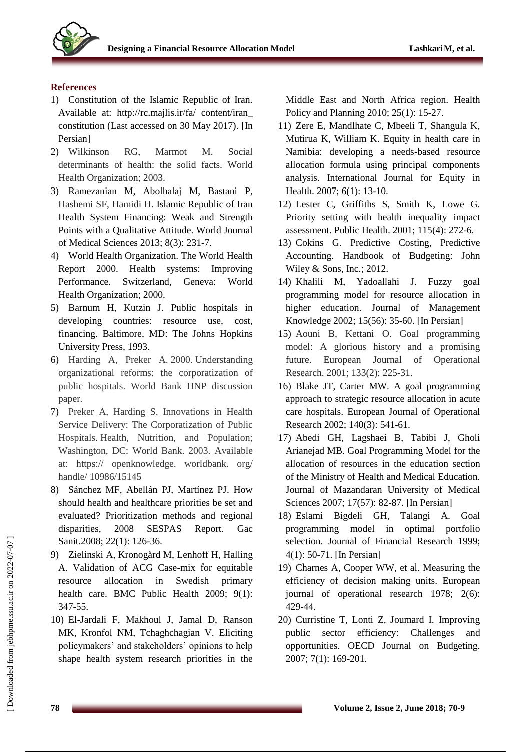## References

1) Constitution of the Islamic Republic of Iran. Available at: http://rc.majlis.ir/fa/ content/iran_ constitution (Last accessed on 30 May 2017). [In Persian]
2) Wilkinson RG, Marmot M. Social determinants of health: the solid facts. World Health Organization; 2003.
3) Ramezanian M, Abolhalaj M, Bastani P, Hashemi SF, Hamidi H. Islamic Republic of Iran Health System Financing: Weak and Strength Points with a Qualitative Attitude. World Journal of Medical Sciences 2013; 8(3): 231-7.
4) World Health Organization. The World Health Report 2000. Health systems: Improving Performance. Switzerland, Geneva: World Health Organization; 2000.
5) Barnum H, Kutzin J. Public hospitals in developing countries: resource use, cost, financing. Baltimore, MD: The Johns Hopkins University Press, 1993.
6) Harding A, Preker A. 2000. Understanding organizational reforms: the corporatization of public hospitals. World Bank HNP discussion paper.
7) Preker A, Harding S. Innovations in Health Service Delivery: The Corporatization of Public Hospitals. Health, Nutrition, and Population; Washington, DC: World Bank. 2003. Available at: https:// openknowledge. worldbank. org/ handle/ 10986/15145
8) Sánchez MF, Abellán PJ, Martínez PJ. How should health and healthcare priorities be set and evaluated? Prioritization methods and regional disparities, 2008 SESPAS Report. Gac Sanit.2008; 22(1): 126-36.
9) Zielinski A, Kronogård M, Lenhoff H, Halling A. Validation of ACG Case-mix for equitable resource allocation in Swedish primary health care. BMC Public Health 2009; 9(1): 347-55.
10) El-Jardali F, Makhoul J, Jamal D, Ranson MK, Kronfol NM, Tchaghchagian V. Eliciting policymakers' and stakeholders' opinions to help shape health system research priorities in the Middle East and North Africa region. Health Policy and Planning 2010; 25(1): 15-27.
11) Zere E, Mandlhate C, Mbeeli T, Shangula K, Mutirua K, William K. Equity in health care in Namibia: developing a needs-based resource allocation formula using principal components analysis. International Journal for Equity in Health. 2007; 6(1): 13-10.
12) Lester C, Griffiths S, Smith K, Lowe G. Priority setting with health inequality impact assessment. Public Health. 2001; 115(4): 272-6.
13) Cokins G. Predictive Costing, Predictive Accounting. Handbook of Budgeting: John Wiley & Sons, Inc.; 2012.
14) Khalili M, Yadoallahi J. Fuzzy goal programming model for resource allocation in higher education. Journal of Management Knowledge 2002; 15(56): 35-60. [In Persian]
15) Aouni B, Kettani O. Goal programming model: A glorious history and a promising future. European Journal of Operational Research. 2001; 133(2): 225-31.
16) Blake JT, Carter MW. A goal programming approach to strategic resource allocation in acute care hospitals. European Journal of Operational Research 2002; 140(3): 541-61.
17) Abedi GH, Lagshaei B, Tabibi J, Gholi Arianejad MB. Goal Programming Model for the allocation of resources in the education section of the Ministry of Health and Medical Education. Journal of Mazandaran University of Medical Sciences 2007; 17(57): 82-87. [In Persian]
18) Eslami Bigdeli GH, Talangi A. Goal programming model in optimal portfolio selection. Journal of Financial Research 1999; 4(1): 50-71. [In Persian]
19) Charnes A, Cooper WW, et al. Measuring the efficiency of decision making units. European journal of operational research 1978; 2(6): 429-44.
20) Curristine T, Lonti Z, Joumard I. Improving public sector efficiency: Challenges and opportunities. OECD Journal on Budgeting. 2007; 7(1): 169-201.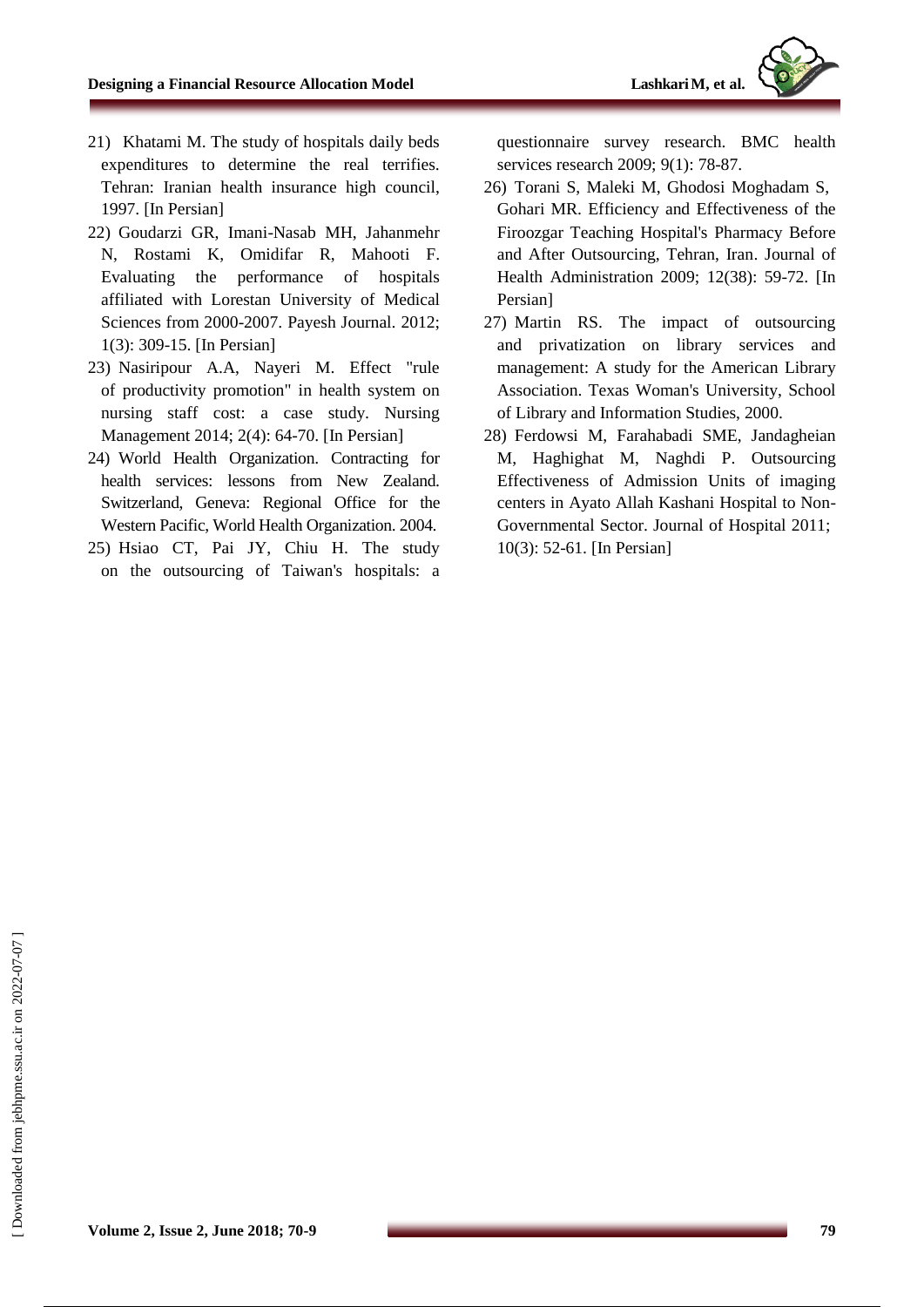21) Khatami M. The study of hospitals daily beds expenditures to determine the real terrifies. Tehran: Iranian health insurance high council, 1997. [In Persian]
22) Goudarzi GR, Imani-Nasab MH, Jahanmehr N, Rostami K, Omidifar R, Mahooti F. Evaluating the performance of hospitals affiliated with Lorestan University of Medical Sciences from 2000-2007. Payesh Journal. 2012; 1(3): 309-15. [In Persian]
23) Nasiripour A.A, Nayeri M. Effect "rule of productivity promotion" in health system on nursing staff cost: a case study. Nursing Management 2014; 2(4): 64-70. [In Persian]
24) World Health Organization. Contracting for health services: lessons from New Zealand. Switzerland, Geneva: Regional Office for the Western Pacific, World Health Organization. 2004.
25) Hsiao CT, Pai JY, Chiu H. The study on the outsourcing of Taiwan's hospitals: a questionnaire survey research. BMC health services research 2009; 9(1): 78-87.
26) Torani S, Maleki M, Ghodosi Moghadam S, Gohari MR. Efficiency and Effectiveness of the Firoozgar Teaching Hospital's Pharmacy Before and After Outsourcing, Tehran, Iran. Journal of Health Administration 2009; 12(38): 59-72. [In Persian]
27) Martin RS. The impact of outsourcing and privatization on library services and management: A study for the American Library Association. Texas Woman's University, School of Library and Information Studies, 2000.
28) Ferdowsi M, Farahabadi SME, Jandagheian M, Haghighat M, Naghdi P. Outsourcing Effectiveness of Admission Units of imaging centers in Ayato Allah Kashani Hospital to Non-Governmental Sector. Journal of Hospital 2011; 10(3): 52-61. [In Persian]